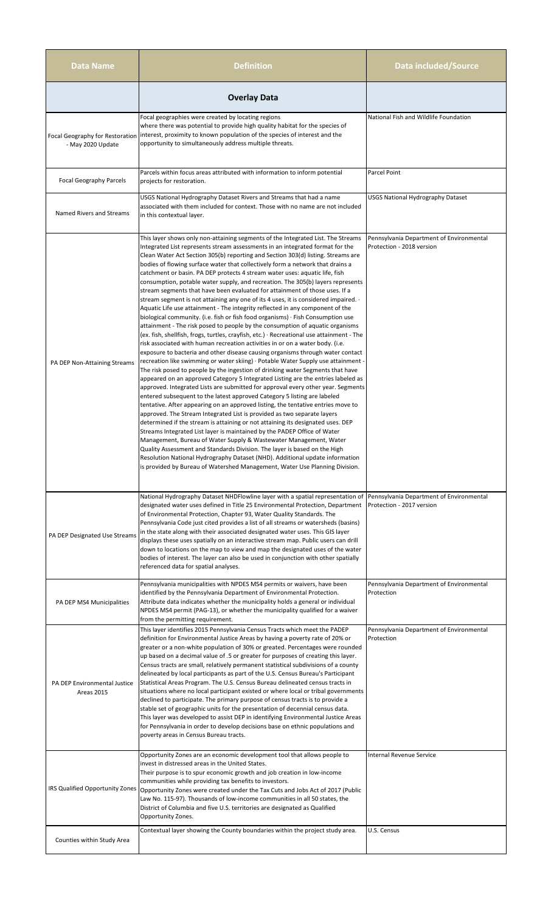| Data Name | Definition | Data included/Source |
|---|---|---|
| | **Overlay Data** | |
| Focal Geography for Restoration - May 2020 Update | Focal geographies were created by locating regions where there was potential to provide high quality habitat for the species of interest, proximity to known population of the species of interest and the opportunity to simultaneously address multiple threats. | National Fish and Wildlife Foundation |
| Focal Geography Parcels | Parcels within focus areas attributed with information to inform potential projects for restoration. | Parcel Point |
| Named Rivers and Streams | USGS National Hydrography Dataset Rivers and Streams that had a name associated with them included for context. Those with no name are not included in this contextual layer. | USGS National Hydrography Dataset |
| PA DEP Non-Attaining Streams | This layer shows only non-attaining segments of the Integrated List. The Streams Integrated List represents stream assessments in an integrated format for the Clean Water Act Section 305(b) reporting and Section 303(d) listing. Streams are bodies of flowing surface water that collectively form a network that drains a catchment or basin. PA DEP protects 4 stream water uses: aquatic life, fish consumption, potable water supply, and recreation. The 305(b) layers represents stream segments that have been evaluated for attainment of those uses. If a stream segment is not attaining any one of its 4 uses, it is considered impaired. · Aquatic Life use attainment - The integrity reflected in any component of the biological community. (i.e. fish or fish food organisms) · Fish Consumption use attainment - The risk posed to people by the consumption of aquatic organisms (ex. fish, shellfish, frogs, turtles, crayfish, etc.) · Recreational use attainment - The risk associated with human recreation activities in or on a water body. (i.e. exposure to bacteria and other disease causing organisms through water contact recreation like swimming or water skiing) · Potable Water Supply use attainment - The risk posed to people by the ingestion of drinking water Segments that have appeared on an approved Category 5 Integrated Listing are the entries labeled as approved. Integrated Lists are submitted for approval every other year. Segments entered subsequent to the latest approved Category 5 listing are labeled tentative. After appearing on an approved listing, the tentative entries move to approved. The Stream Integrated List is provided as two separate layers determined if the stream is attaining or not attaining its designated uses. DEP Streams Integrated List layer is maintained by the PADEP Office of Water Management, Bureau of Water Supply & Wastewater Management, Water Quality Assessment and Standards Division. The layer is based on the High Resolution National Hydrography Dataset (NHD). Additional update information is provided by Bureau of Watershed Management, Water Use Planning Division. | Pennsylvania Department of Environmental Protection - 2018 version |
| PA DEP Designated Use Streams | National Hydrography Dataset NHDFlowline layer with a spatial representation of designated water uses defined in Title 25 Environmental Protection, Department of Environmental Protection, Chapter 93, Water Quality Standards. The Pennsylvania Code just cited provides a list of all streams or watersheds (basins) in the state along with their associated designated water uses. This GIS layer displays these uses spatially on an interactive stream map. Public users can drill down to locations on the map to view and map the designated uses of the water bodies of interest. The layer can also be used in conjunction with other spatially referenced data for spatial analyses. | Pennsylvania Department of Environmental Protection - 2017 version |
| PA DEP MS4 Municipalities | Pennsylvania municipalities with NPDES MS4 permits or waivers, have been identified by the Pennsylvania Department of Environmental Protection. Attribute data indicates whether the municipality holds a general or individual NPDES MS4 permit (PAG-13), or whether the municipality qualified for a waiver from the permitting requirement. | Pennsylvania Department of Environmental Protection |
| PA DEP Environmental Justice Areas 2015 | This layer identifies 2015 Pennsylvania Census Tracts which meet the PADEP definition for Environmental Justice Areas by having a poverty rate of 20% or greater or a non-white population of 30% or greated. Percentages were rounded up based on a decimal value of .5 or greater for purposes of creating this layer. Census tracts are small, relatively permanent statistical subdivisions of a county delineated by local participants as part of the U.S. Census Bureau's Participant Statistical Areas Program. The U.S. Census Bureau delineated census tracts in situations where no local participant existed or where local or tribal governments declined to participate. The primary purpose of census tracts is to provide a stable set of geographic units for the presentation of decennial census data. This layer was developed to assist DEP in identifying Environmental Justice Areas for Pennsylvania in order to develop decisions base on ethnic populations and poverty areas in Census Bureau tracts. | Pennsylvania Department of Environmental Protection |
| IRS Qualified Opportunity Zones | Opportunity Zones are an economic development tool that allows people to invest in distressed areas in the United States. Their purpose is to spur economic growth and job creation in low-income communities while providing tax benefits to investors. Opportunity Zones were created under the Tax Cuts and Jobs Act of 2017 (Public Law No. 115-97). Thousands of low-income communities in all 50 states, the District of Columbia and five U.S. territories are designated as Qualified Opportunity Zones. | Internal Revenue Service |
| Counties within Study Area | Contextual layer showing the County boundaries within the project study area. | U.S. Census |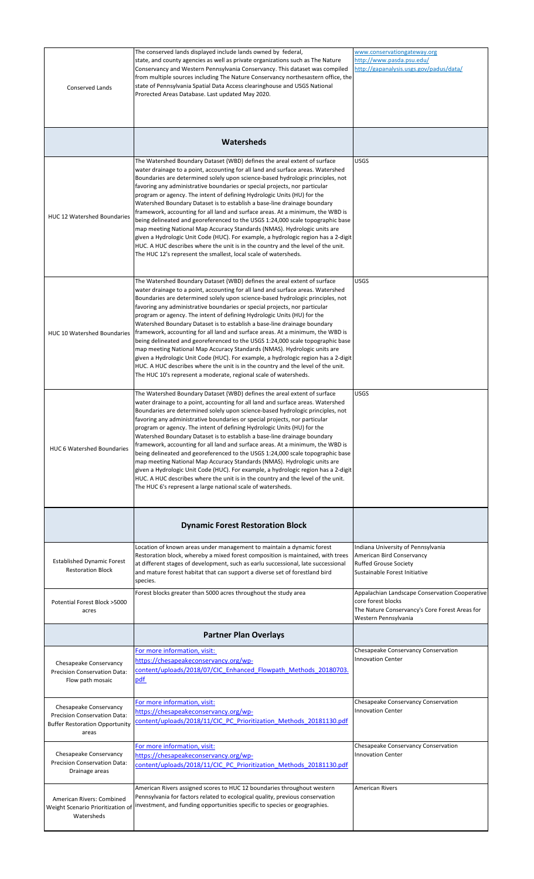| | | |
|---|---|---|
| Conserved Lands | The conserved lands displayed include lands owned by federal, state, and county agencies as well as private organizations such as The Nature Conservancy and Western Pennsylvania Conservancy. This dataset was compiled from multiple sources including The Nature Conservancy northesastern office, the state of Pennsylvania Spatial Data Access clearinghouse and USGS National Prorected Areas Database. Last updated May 2020. | www.conservationgateway.org<br>http://www.pasda.psu.edu/<br>http://gapanalysis.usgs.gov/padus/data/ |
| | **Watersheds** | |
| HUC 12 Watershed Boundaries | The Watershed Boundary Dataset (WBD) defines the areal extent of surface water drainage to a point, accounting for all land and surface areas. Watershed Boundaries are determined solely upon science-based hydrologic principles, not favoring any administrative boundaries or special projects, nor particular program or agency. The intent of defining Hydrologic Units (HU) for the Watershed Boundary Dataset is to establish a base-line drainage boundary framework, accounting for all land and surface areas. At a minimum, the WBD is being delineated and georeferenced to the USGS 1:24,000 scale topographic base map meeting National Map Accuracy Standards (NMAS). Hydrologic units are given a Hydrologic Unit Code (HUC). For example, a hydrologic region has a 2-digit HUC. A HUC describes where the unit is in the country and the level of the unit. The HUC 12's represent the smallest, local scale of watersheds. | USGS |
| HUC 10 Watershed Boundaries | The Watershed Boundary Dataset (WBD) defines the areal extent of surface water drainage to a point, accounting for all land and surface areas. Watershed Boundaries are determined solely upon science-based hydrologic principles, not favoring any administrative boundaries or special projects, nor particular program or agency. The intent of defining Hydrologic Units (HU) for the Watershed Boundary Dataset is to establish a base-line drainage boundary framework, accounting for all land and surface areas. At a minimum, the WBD is being delineated and georeferenced to the USGS 1:24,000 scale topographic base map meeting National Map Accuracy Standards (NMAS). Hydrologic units are given a Hydrologic Unit Code (HUC). For example, a hydrologic region has a 2-digit HUC. A HUC describes where the unit is in the country and the level of the unit. The HUC 10's represent a moderate, regional scale of watersheds. | USGS |
| HUC 6 Watershed Boundaries | The Watershed Boundary Dataset (WBD) defines the areal extent of surface water drainage to a point, accounting for all land and surface areas. Watershed Boundaries are determined solely upon science-based hydrologic principles, not favoring any administrative boundaries or special projects, nor particular program or agency. The intent of defining Hydrologic Units (HU) for the Watershed Boundary Dataset is to establish a base-line drainage boundary framework, accounting for all land and surface areas. At a minimum, the WBD is being delineated and georeferenced to the USGS 1:24,000 scale topographic base map meeting National Map Accuracy Standards (NMAS). Hydrologic units are given a Hydrologic Unit Code (HUC). For example, a hydrologic region has a 2-digit HUC. A HUC describes where the unit is in the country and the level of the unit. The HUC 6's represent a large national scale of watersheds. | USGS |
| | **Dynamic Forest Restoration Block** | |
| Established Dynamic Forest Restoration Block | Location of known areas under management to maintain a dynamic forest Restoration block, whereby a mixed forest composition is maintained, with trees at different stages of development, such as earlu successional, late successional and mature forest habitat that can support a diverse set of forestland bird species. | Indiana University of Pennsylvania<br>American Bird Conservancy<br>Ruffed Grouse Society<br>Sustainable Forest Initiative |
| Potential Forest Block >5000 acres | Forest blocks greater than 5000 acres throughout the study area | Appalachian Landscape Conservation Cooperative core forest blocks<br>The Nature Conservancy's Core Forest Areas for Western Pennsylvania |
| | **Partner Plan Overlays** | |
| Chesapeake Conservancy Precision Conservation Data: Flow path mosaic | For more information, visit: https://chesapeakeconservancy.org/wp-content/uploads/2018/07/CIC_Enhanced_Flowpath_Methods_20180703.pdf | Chesapeake Conservancy Conservation Innovation Center |
| Chesapeake Conservancy Precision Conservation Data: Buffer Restoration Opportunity areas | For more information, visit: https://chesapeakeconservancy.org/wp-content/uploads/2018/11/CIC_PC_Prioritization_Methods_20181130.pdf | Chesapeake Conservancy Conservation Innovation Center |
| Chesapeake Conservancy Precision Conservation Data: Drainage areas | For more information, visit: https://chesapeakeconservancy.org/wp-content/uploads/2018/11/CIC_PC_Prioritization_Methods_20181130.pdf | Chesapeake Conservancy Conservation Innovation Center |
| American Rivers: Combined Weight Scenario Prioritization of Watersheds | American Rivers assigned scores to HUC 12 boundaries throughout western Pennsylvania for factors related to ecological quality, previous conservation investment, and funding opportunities specific to species or geographies. | American Rivers |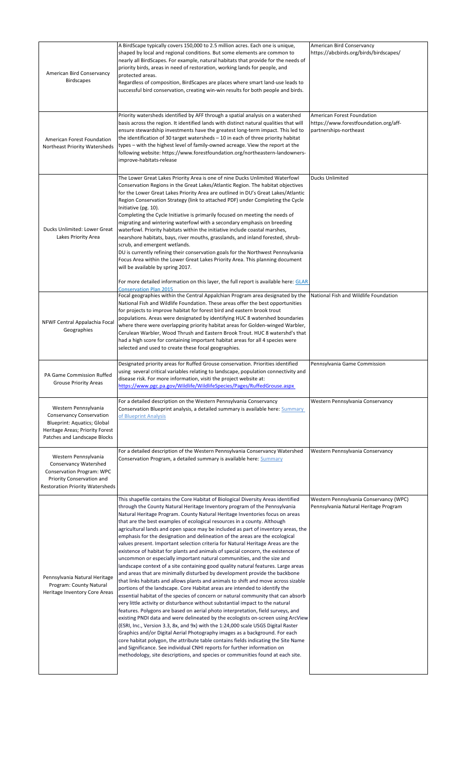| | | |
|---|---|---|
| American Bird Conservancy Birdscapes | A BirdScape typically covers 150,000 to 2.5 million acres. Each one is unique, shaped by local and regional conditions. But some elements are common to nearly all BirdScapes. For example, natural habitats that provide for the needs of priority birds, areas in need of restoration, working lands for people, and protected areas.<br>Regardless of composition, BirdScapes are places where smart land-use leads to successful bird conservation, creating win-win results for both people and birds. | American Bird Conservancy<br>https://abcbirds.org/birds/birdscapes/ |
| American Forest Foundation Northeast Priority Watersheds | Priority watersheds identified by AFF through a spatial analysis on a watershed basis across the region. It identified lands with distinct natural qualities that will ensure stewardship investments have the greatest long-term impact. This led to the identification of 30 target watersheds – 10 in each of three priority habitat types – with the highest level of family-owned acreage. View the report at the following website: https://www.forestfoundation.org/northeastern-landowners-improve-habitats-release | American Forest Foundation<br>https://www.forestfoundation.org/aff-partnerships-northeast |
| Ducks Unlimited: Lower Great Lakes Priority Area | The Lower Great Lakes Priority Area is one of nine Ducks Unlimited Waterfowl Conservation Regions in the Great Lakes/Atlantic Region. The habitat objectives for the Lower Great Lakes Priority Area are outlined in DU's Great Lakes/Atlantic Region Conservation Strategy (link to attached PDF) under Completing the Cycle Initiative (pg. 10).<br>Completing the Cycle Initiative is primarily focused on meeting the needs of migrating and wintering waterfowl with a secondary emphasis on breeding waterfowl. Priority habitats within the initiative include coastal marshes, nearshore habitats, bays, river mouths, grasslands, and inland forested, shrub-scrub, and emergent wetlands.<br>DU is currently refining their conservation goals for the Northwest Pennsylvania Focus Area within the Lower Great Lakes Priority Area. This planning document will be available by spring 2017.<br>For more detailed information on this layer, the full report is available here: GLAR Conservation Plan 2015 | Ducks Unlimited |
| NFWF Central Appalachia Focal Geographies | Focal geographies within the Central Appalchian Program area designated by the National Fish and Wildlife Foundation. These areas offer the best opportunities for projects to improve habitat for forest bird and eastern brook trout populations. Areas were designated by identifying HUC 8 watershed boundaries where there were overlapping priority habitat areas for Golden-winged Warbler, Cerulean Warbler, Wood Thrush and Eastern Brook Trout. HUC 8 watershd's that had a high score for containing important habitat areas for all 4 species were selected and used to create these focal geographies. | National Fish and Wildlife Foundation |
| PA Game Commission Ruffed Grouse Priority Areas | Designated priority areas for Ruffed Grouse conservation. Priorities identified using several critical variables relating to landscape, population connectivity and disease risk. For more information, visiti the project website at: https://www.pgc.pa.gov/Wildlife/WildlifeSpecies/Pages/RuffedGrouse.aspx | Pennsylvania Game Commission |
| Western Pennsylvania Conservancy Conservation Blueprint: Aquatics; Global Heritage Areas; Priority Forest Patches and Landscape Blocks | For a detailed description on the Western Pennsylvania Conservancy Conservation Blueprint analysis, a detailed summary is available here: Summary of Blueprint Analysis | Western Pennsylvania Conservancy |
| Western Pennsylvania Conservancy Watershed Conservation Program: WPC Priority Conservation and Restoration Priority Watersheds | For a detailed description of the Western Pennsylvania Conservancy Watershed Conservation Program, a detailed summary is available here: Summary | Western Pennsylvania Conservancy |
| Pennsylvania Natural Heritage Program: County Natural Heritage Inventory Core Areas | This shapefile contains the Core Habitat of Biological Diversity Areas identified through the County Natural Heritage Inventory program of the Pennsylvania Natural Heritage Program. County Natural Heritage Inventories focus on areas that are the best examples of ecological resources in a county. Although agricultural lands and open space may be included as part of inventory areas, the emphasis for the designation and delineation of the areas are the ecological values present. Important selection criteria for Natural Heritage Areas are the existence of habitat for plants and animals of special concern, the existence of uncommon or especially important natural communities, and the size and landscape context of a site containing good quality natural features. Large areas and areas that are minimally disturbed by development provide the backbone that links habitats and allows plants and animals to shift and move across sizable portions of the landscape. Core Habitat areas are intended to identify the essential habitat of the species of concern or natural community that can absorb very little activity or disturbance without substantial impact to the natural features. Polygons are based on aerial photo interpretation, field surveys, and existing PNDI data and were delineated by the ecologists on-screen using ArcView (ESRI, Inc., Version 3.3, 8x, and 9x) with the 1:24,000 scale USGS Digital Raster Graphics and/or Digital Aerial Photography images as a background. For each core habitat polygon, the attribute table contains fields indicating the Site Name and Significance. See individual CNHI reports for further information on methodology, site descriptions, and species or communities found at each site. | Western Pennsylvania Conservancy (WPC)<br>Pennsylvania Natural Heritage Program |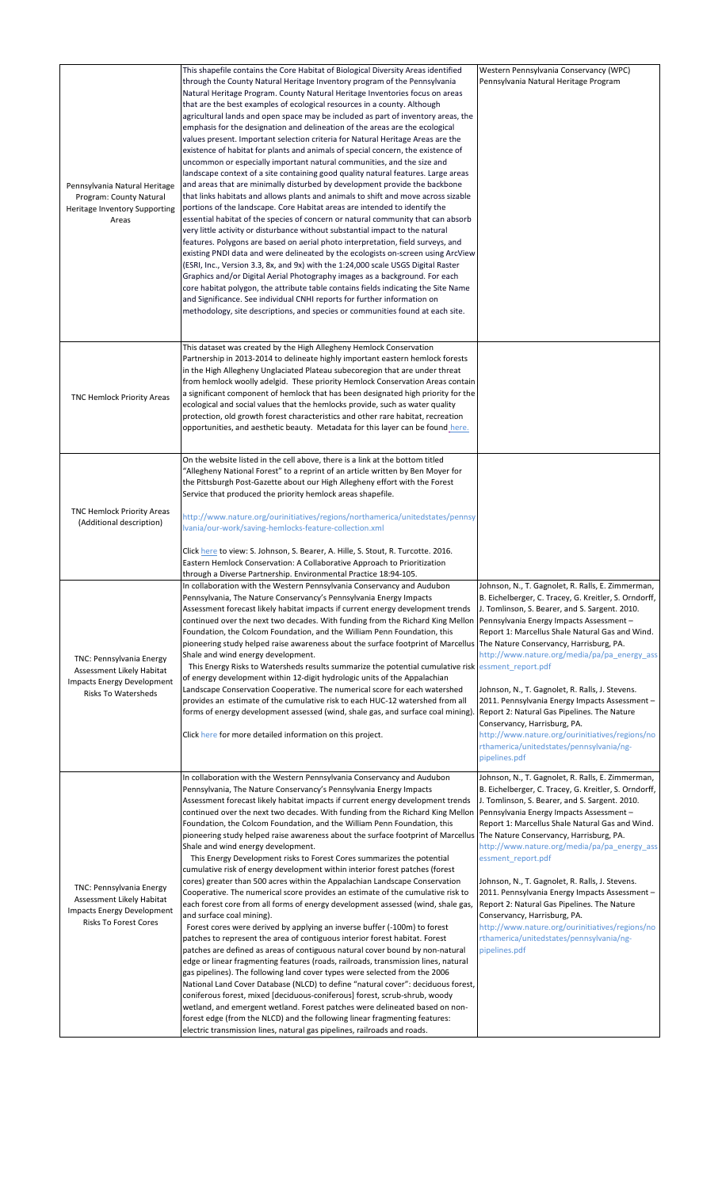| | | |
|---|---|---|
| Pennsylvania Natural Heritage Program: County Natural Heritage Inventory Supporting Areas | This shapefile contains the Core Habitat of Biological Diversity Areas identified through the County Natural Heritage Inventory program of the Pennsylvania Natural Heritage Program. County Natural Heritage Inventories focus on areas that are the best examples of ecological resources in a county. Although agricultural lands and open space may be included as part of inventory areas, the emphasis for the designation and delineation of the areas are the ecological values present. Important selection criteria for Natural Heritage Areas are the existence of habitat for plants and animals of special concern, the existence of uncommon or especially important natural communities, and the size and landscape context of a site containing good quality natural features. Large areas and areas that are minimally disturbed by development provide the backbone that links habitats and allows plants and animals to shift and move across sizable portions of the landscape. Core Habitat areas are intended to identify the essential habitat of the species of concern or natural community that can absorb very little activity or disturbance without substantial impact to the natural features. Polygons are based on aerial photo interpretation, field surveys, and existing PNDI data and were delineated by the ecologists on-screen using ArcView (ESRI, Inc., Version 3.3, 8x, and 9x) with the 1:24,000 scale USGS Digital Raster Graphics and/or Digital Aerial Photography images as a background. For each core habitat polygon, the attribute table contains fields indicating the Site Name and Significance. See individual CNHI reports for further information on methodology, site descriptions, and species or communities found at each site. | Western Pennsylvania Conservancy (WPC) Pennsylvania Natural Heritage Program |
| TNC Hemlock Priority Areas | This dataset was created by the High Allegheny Hemlock Conservation Partnership in 2013-2014 to delineate highly important eastern hemlock forests in the High Allegheny Unglaciated Plateau subecoregion that are under threat from hemlock woolly adelgid. These priority Hemlock Conservation Areas contain a significant component of hemlock that has been designated high priority for the ecological and social values that the hemlocks provide, such as water quality protection, old growth forest characteristics and other rare habitat, recreation opportunities, and aesthetic beauty. Metadata for this layer can be found here. | |
| TNC Hemlock Priority Areas (Additional description) | On the website listed in the cell above, there is a link at the bottom titled "Allegheny National Forest" to a reprint of an article written by Ben Moyer for the Pittsburgh Post-Gazette about our High Allegheny effort with the Forest Service that produced the priority hemlock areas shapefile.<br><br>http://www.nature.org/ourinitiatives/regions/northamerica/unitedstates/pennsylvania/our-work/saving-hemlocks-feature-collection.xml<br><br>Click here to view: S. Johnson, S. Bearer, A. Hille, S. Stout, R. Turcotte. 2016. Eastern Hemlock Conservation: A Collaborative Approach to Prioritization through a Diverse Partnership. Environmental Practice 18:94-105. | |
| TNC: Pennsylvania Energy Assessment Likely Habitat Impacts Energy Development Risks To Watersheds | In collaboration with the Western Pennsylvania Conservancy and Audubon Pennsylvania, The Nature Conservancy's Pennsylvania Energy Impacts Assessment forecast likely habitat impacts if current energy development trends continued over the next two decades. With funding from the Richard King Mellon Foundation, the Colcom Foundation, and the William Penn Foundation, this pioneering study helped raise awareness about the surface footprint of Marcellus Shale and wind energy development.<br>This Energy Risks to Watersheds results summarize the potential cumulative risk of energy development within 12-digit hydrologic units of the Appalachian Landscape Conservation Cooperative. The numerical score for each watershed provides an estimate of the cumulative risk to each HUC-12 watershed from all forms of energy development assessed (wind, shale gas, and surface coal mining).<br><br>Click here for more detailed information on this project. | Johnson, N., T. Gagnolet, R. Ralls, E. Zimmerman, B. Eichelberger, C. Tracey, G. Kreitler, S. Orndorff, J. Tomlinson, S. Bearer, and S. Sargent. 2010. Pennsylvania Energy Impacts Assessment – Report 1: Marcellus Shale Natural Gas and Wind. The Nature Conservancy, Harrisburg, PA. http://www.nature.org/media/pa/pa_energy_assessment_report.pdf<br><br>Johnson, N., T. Gagnolet, R. Ralls, J. Stevens. 2011. Pennsylvania Energy Impacts Assessment – Report 2: Natural Gas Pipelines. The Nature Conservancy, Harrisburg, PA. http://www.nature.org/ourinitiatives/regions/northamerica/unitedstates/pennsylvania/ng-pipelines.pdf |
| TNC: Pennsylvania Energy Assessment Likely Habitat Impacts Energy Development Risks To Forest Cores | In collaboration with the Western Pennsylvania Conservancy and Audubon Pennsylvania, The Nature Conservancy's Pennsylvania Energy Impacts Assessment forecast likely habitat impacts if current energy development trends continued over the next two decades. With funding from the Richard King Mellon Foundation, the Colcom Foundation, and the William Penn Foundation, this pioneering study helped raise awareness about the surface footprint of Marcellus Shale and wind energy development.<br>This Energy Development risks to Forest Cores summarizes the potential cumulative risk of energy development within interior forest patches (forest cores) greater than 500 acres within the Appalachian Landscape Conservation Cooperative. The numerical score provides an estimate of the cumulative risk to each forest core from all forms of energy development assessed (wind, shale gas, and surface coal mining).<br>Forest cores were derived by applying an inverse buffer (-100m) to forest patches to represent the area of contiguous interior forest habitat. Forest patches are defined as areas of contiguous natural cover bound by non-natural edge or linear fragmenting features (roads, railroads, transmission lines, natural gas pipelines). The following land cover types were selected from the 2006 National Land Cover Database (NLCD) to define "natural cover": deciduous forest, coniferous forest, mixed [deciduous-coniferous] forest, scrub-shrub, woody wetland, and emergent wetland. Forest patches were delineated based on non-forest edge (from the NLCD) and the following linear fragmenting features: electric transmission lines, natural gas pipelines, railroads and roads. | Johnson, N., T. Gagnolet, R. Ralls, E. Zimmerman, B. Eichelberger, C. Tracey, G. Kreitler, S. Orndorff, J. Tomlinson, S. Bearer, and S. Sargent. 2010. Pennsylvania Energy Impacts Assessment – Report 1: Marcellus Shale Natural Gas and Wind. The Nature Conservancy, Harrisburg, PA. http://www.nature.org/media/pa/pa_energy_assessment_report.pdf<br><br>Johnson, N., T. Gagnolet, R. Ralls, J. Stevens. 2011. Pennsylvania Energy Impacts Assessment – Report 2: Natural Gas Pipelines. The Nature Conservancy, Harrisburg, PA. http://www.nature.org/ourinitiatives/regions/northamerica/unitedstates/pennsylvania/ng-pipelines.pdf |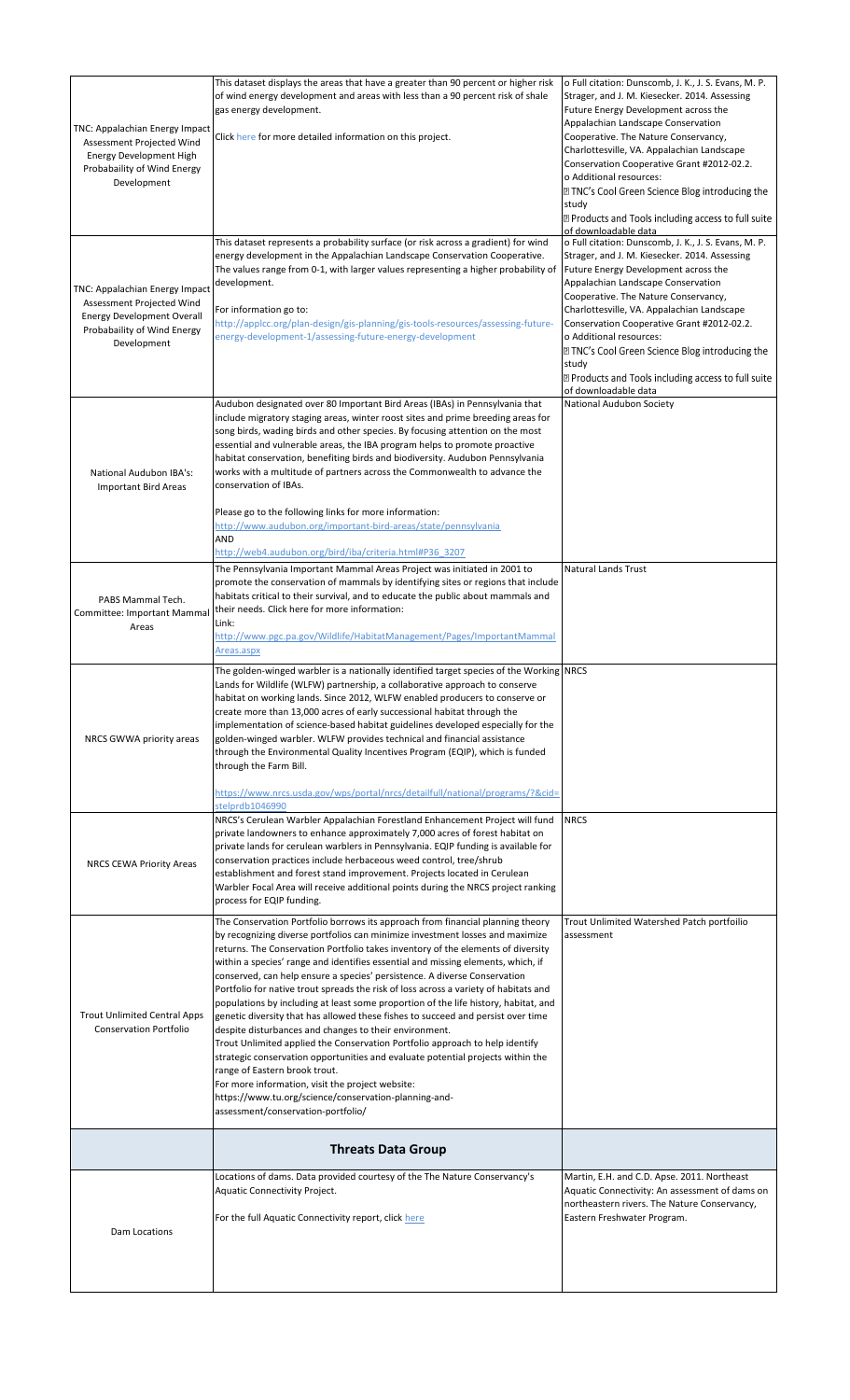| | | |
|---|---|---|
| TNC: Appalachian Energy Impact Assessment Projected Wind Energy Development High Probability of Wind Energy Development | This dataset displays the areas that have a greater than 90 percent or higher risk of wind energy development and areas with less than a 90 percent risk of shale gas energy development.<br><br>Click here for more detailed information on this project. | o Full citation: Dunscomb, J. K., J. S. Evans, M. P. Strager, and J. M. Kiesecker. 2014. Assessing Future Energy Development across the Appalachian Landscape Conservation Cooperative. The Nature Conservancy, Charlottesville, VA. Appalachian Landscape Conservation Cooperative Grant #2012-02.2.<br>o Additional resources:<br>▯ TNC's Cool Green Science Blog introducing the study<br>▯ Products and Tools including access to full suite of downloadable data |
| TNC: Appalachian Energy Impact Assessment Projected Wind Energy Development Overall Probability of Wind Energy Development | This dataset represents a probability surface (or risk across a gradient) for wind energy development in the Appalachian Landscape Conservation Cooperative. The values range from 0-1, with larger values representing a higher probability of development.<br><br>For information go to:<br>http://applcc.org/plan-design/gis-planning/gis-tools-resources/assessing-future-energy-development-1/assessing-future-energy-development | o Full citation: Dunscomb, J. K., J. S. Evans, M. P. Strager, and J. M. Kiesecker. 2014. Assessing Future Energy Development across the Appalachian Landscape Conservation Cooperative. The Nature Conservancy, Charlottesville, VA. Appalachian Landscape Conservation Cooperative Grant #2012-02.2.<br>o Additional resources:<br>▯ TNC's Cool Green Science Blog introducing the study<br>▯ Products and Tools including access to full suite of downloadable data |
| National Audubon IBA's: Important Bird Areas | Audubon designated over 80 Important Bird Areas (IBAs) in Pennsylvania that include migratory staging areas, winter roost sites and prime breeding areas for song birds, wading birds and other species. By focusing attention on the most essential and vulnerable areas, the IBA program helps to promote proactive habitat conservation, benefiting birds and biodiversity. Audubon Pennsylvania works with a multitude of partners across the Commonwealth to advance the conservation of IBAs.<br><br>Please go to the following links for more information:<br>http://www.audubon.org/important-bird-areas/state/pennsylvania<br>AND<br>http://web4.audubon.org/bird/iba/criteria.html#P36_3207 | National Audubon Society |
| PABS Mammal Tech. Committee: Important Mammal Areas | The Pennsylvania Important Mammal Areas Project was initiated in 2001 to promote the conservation of mammals by identifying sites or regions that include habitats critical to their survival, and to educate the public about mammals and their needs. Click here for more information:<br>Link:<br>http://www.pgc.pa.gov/Wildlife/HabitatManagement/Pages/ImportantMammalAreas.aspx | Natural Lands Trust |
| NRCS GWWA priority areas | The golden-winged warbler is a nationally identified target species of the Working Lands for Wildlife (WLFW) partnership, a collaborative approach to conserve habitat on working lands. Since 2012, WLFW enabled producers to conserve or create more than 13,000 acres of early successional habitat through the implementation of science-based habitat guidelines developed especially for the golden-winged warbler. WLFW provides technical and financial assistance through the Environmental Quality Incentives Program (EQIP), which is funded through the Farm Bill.<br><br>https://www.nrcs.usda.gov/wps/portal/nrcs/detailfull/national/programs/?&cid=stelprdb1046990 | NRCS |
| NRCS CEWA Priority Areas | NRCS's Cerulean Warbler Appalachian Forestland Enhancement Project will fund private landowners to enhance approximately 7,000 acres of forest habitat on private lands for cerulean warblers in Pennsylvania. EQIP funding is available for conservation practices include herbaceous weed control, tree/shrub establishment and forest stand improvement. Projects located in Cerulean Warbler Focal Area will receive additional points during the NRCS project ranking process for EQIP funding. | NRCS |
| Trout Unlimited Central Apps Conservation Portfolio | The Conservation Portfolio borrows its approach from financial planning theory by recognizing diverse portfolios can minimize investment losses and maximize returns. The Conservation Portfolio takes inventory of the elements of diversity within a species' range and identifies essential and missing elements, which, if conserved, can help ensure a species' persistence. A diverse Conservation Portfolio for native trout spreads the risk of loss across a variety of habitats and populations by including at least some proportion of the life history, habitat, and genetic diversity that has allowed these fishes to succeed and persist over time despite disturbances and changes to their environment.<br>Trout Unlimited applied the Conservation Portfolio approach to help identify strategic conservation opportunities and evaluate potential projects within the range of Eastern brook trout.<br>For more information, visit the project website:<br>https://www.tu.org/science/conservation-planning-and-assessment/conservation-portfolio/ | Trout Unlimited Watershed Patch portfoilio assessment |
| | **Threats Data Group** | |
| Dam Locations | Locations of dams. Data provided courtesy of the The Nature Conservancy's Aquatic Connectivity Project.<br><br>For the full Aquatic Connectivity report, click here | Martin, E.H. and C.D. Apse. 2011. Northeast Aquatic Connectivity: An assessment of dams on northeastern rivers. The Nature Conservancy, Eastern Freshwater Program. |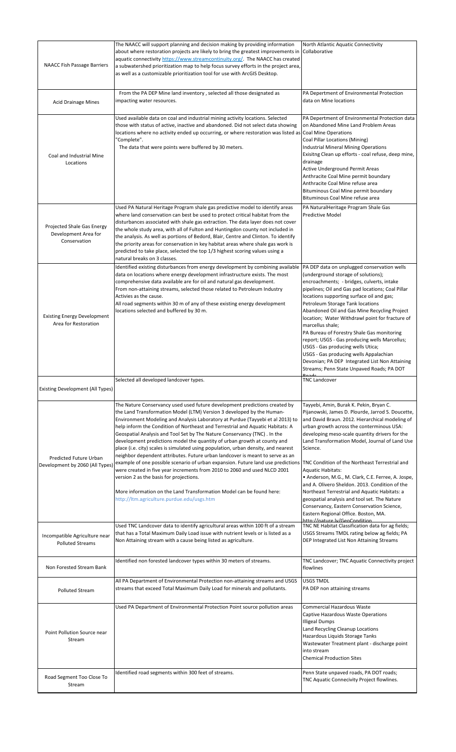| | | |
|---|---|---|
| NAACC Fish Passage Barriers | The NAACC will support planning and decision making by providing information about where restoration projects are likely to bring the greatest improvements in aquatic connectivity https://www.streamcontinuity.org/. The NAACC has created a subwatershed prioritization map to help focus survey efforts in the project area, as well as a customizable prioritization tool for use with ArcGIS Desktop. | North Atlantic Aquatic Connectivity Collaborative |
| Acid Drainage Mines | From the PA DEP Mine land inventory , selected all those designated as impacting water resources. | PA Depertment of Environmental Protection data on Mine locations |
| Coal and Industrial Mine Locations | Used available data on coal and industrial mining activity locations. Selected those with status of active, inactive and abandoned. Did not select data showing locations where no activity ended up occurring, or where restoration was listed as "Complete".<br>The data that were points were buffered by 30 meters. | PA Depertment of Environmental Protection data on Abandoned Mine Land Problem Areas<br>Coal Mine Operations<br>Coal Pillar Locations (Mining)<br>Industrial Mineral Mining Operations<br>Exisitng Clean up efforts - coal refuse, deep mine, drainage<br>Active Underground Permit Areas<br>Anthracite Coal Mine permit boundary<br>Anthracite Coal Mine refuse area<br>Bituminous Coal Mine permit boundary<br>Bituminous Coal Mine refuse area |
| Projected Shale Gas Energy Development Area for Conservation | Used PA Natural Heritage Program shale gas predictive model to identify areas where land conservation can best be used to protect critical habitat from the disturbances associated with shale gas extraction. The data layer does not cover the whole study area, with all of Fulton and Huntingdon county not included in the analysis. As well as portions of Bedord, Blair, Centre and Clinton. To identify the priority areas for conservation in key habitat areas where shale gas work is predicted to take place, selected the top 1/3 highest scoring values using a natural breaks on 3 classes. | PA NaturalHeritage Program Shale Gas Predictive Model |
| Existing Energy Development Area for Restoration | Identified existing disturbances from energy development by combining available data on locations where energy development infrastructure exists. The most comprehensive data available are for oil and natural gas development.<br>From non-attaining streams, selected those related to Petroleum Industry Activies as the cause.<br>All road segments within 30 m of any of these existing energy development locations selected and buffered by 30 m. | PA DEP data on unplugged conservation wells (underground storage of solutions); encroachments; - bridges, culverts, intake pipelines; Oil and Gas pad locations; Coal Pillar locations supporting surface oil and gas; Petroleum Storage Tank locations<br>Abandoned Oil and Gas Mine Recycling Project location; Water Withdrawl point for fracture of marcellus shale;<br>PA Bureau of Forestry Shale Gas monitoring report; USGS - Gas producing wells Marcellus; USGS - Gas producing wells Utica;<br>USGS - Gas producing wells Appalachian Devonian; PA DEP Integrated List Non Attaining Streams; Penn State Unpaved Roads; PA DOT Roads |
| Existing Development (All Types) | Selected all developed landcover types. | TNC Landcover |
| Predicted Future Urban Development by 2060 (All Types) | The Nature Conservancy used used future development predictions created by the Land Transformation Model (LTM) Version 3 developed by the Human-Environment Modeling and Analysis Laboratory at Purdue (Tayyebi et al 2013) to help inform the Condition of Northeast and Terrestrial and Aquatic Habitats: A Geospatial Analysis and Tool Set by The Nature Conservancy (TNC) . In the development predictions model the quantity of urban growth at county and place (i.e. city) scales is simulated using population, urban density, and nearest neighbor dependent attributes. Future urban landcover is meant to serve as an example of one possible scenario of urban expansion. Future land use predictions were created in five year increments from 2010 to 2060 and used NLCD 2001 version 2 as the basis for projections.<br><br>More information on the Land Transformation Model can be found here: http://ltm.agriculture.purdue.edu/usgs.htm | Tayyebi, Amin, Burak K. Pekin, Bryan C. Pijanowski, James D. Plourde, Jarrod S. Doucette, and David Braun. 2012. Hierarchical modeling of urban growth across the conterminous USA: developing meso-scale quantity drivers for the Land Transformation Model, Journal of Land Use Science.<br><br>TNC Condition of the Northeast Terrestrial and Aquatic Habitats:<br>• Anderson, M.G., M. Clark, C.E. Ferree, A. Jospe, and A. Olivero Sheldon. 2013. Condition of the Northeast Terrestrial and Aquatic Habitats: a geospatial analysis and tool set. The Nature Conservancy, Eastern Conservation Science, Eastern Regional Office. Boston, MA. http://nature.ly/GeoCondition |
| Incompatible Agriculture near Polluted Streams | Used TNC Landcover data to identify agricultural areas within 100 ft of a stream that has a Total Maximum Daily Load issue with nutrient levels or is listed as a Non Attaining stream with a cause being listed as agriculture. | TNC NE Habitat Classification data for ag fields; USGS Streams TMDL rating below ag fields; PA DEP Integrated List Non Attaining Streams |
| Non Forested Stream Bank | Identified non forested landcover types within 30 meters of streams. | TNC Landcover; TNC Aquatic Connectivity project flowlines |
| Polluted Stream | All PA Department of Environmental Protection non-attaining streams and USGS streams that exceed Total Maximum Daily Load for minerals and pollutants. | USGS TMDL<br>PA DEP non attaining streams |
| Point Pollution Source near Stream | Used PA Department of Environmental Protection Point source pollution areas | Commercial Hazardous Waste<br>Captive Hazardous Waste Operations<br>Illigeal Dumps<br>Land Recycling Cleanup Locations<br>Hazardous Liquids Storage Tanks<br>Wastewater Treatment plant - discharge point into stream<br>Chemical Production Sites |
| Road Segment Too Close To Stream | Identified road segments within 300 feet of streams. | Penn State unpaved roads, PA DOT roads;<br>TNC Aquatic Connecivity Project flowlines. |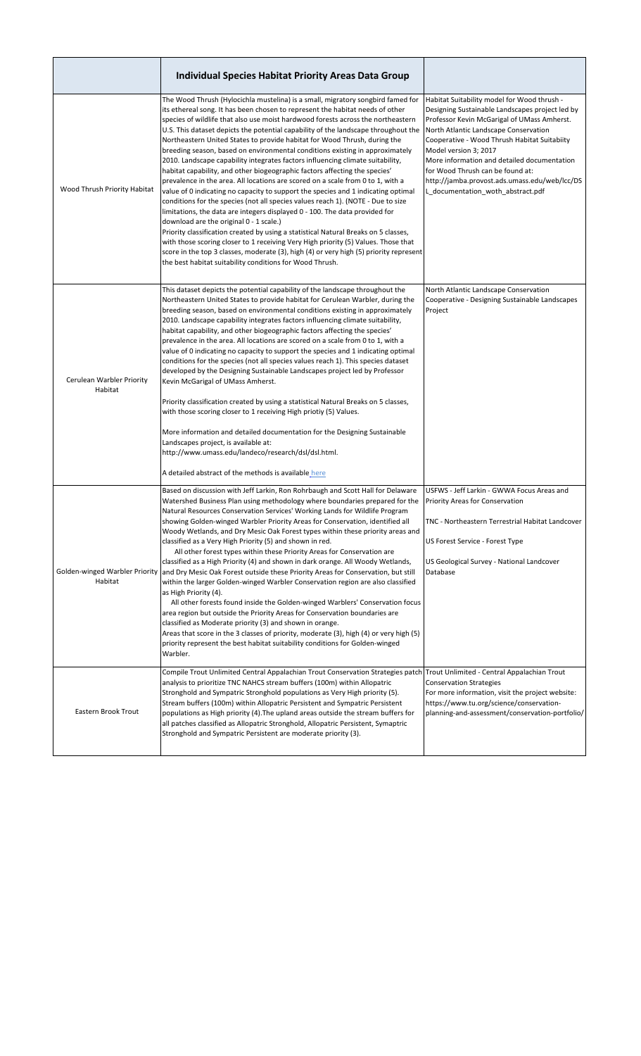| | Individual Species Habitat Priority Areas Data Group | |
|---|---|---|
| Wood Thrush Priority Habitat | The Wood Thrush (Hylocichla mustelina) is a small, migratory songbird famed for its ethereal song. It has been chosen to represent the habitat needs of other species of wildlife that also use moist hardwood forests across the northeastern U.S. This dataset depicts the potential capability of the landscape throughout the Northeastern United States to provide habitat for Wood Thrush, during the breeding season, based on environmental conditions existing in approximately 2010. Landscape capability integrates factors influencing climate suitability, habitat capability, and other biogeographic factors affecting the species' prevalence in the area. All locations are scored on a scale from 0 to 1, with a value of 0 indicating no capacity to support the species and 1 indicating optimal conditions for the species (not all species values reach 1). (NOTE - Due to size limitations, the data are integers displayed 0 - 100. The data provided for download are the original 0 - 1 scale.)<br>Priority classification created by using a statistical Natural Breaks on 5 classes, with those scoring closer to 1 receiving Very High priority (5) Values. Those that score in the top 3 classes, moderate (3), high (4) or very high (5) priority represent the best habitat suitability conditions for Wood Thrush. | Habitat Suitability model for Wood thrush - Designing Sustainable Landscapes project led by Professor Kevin McGarigal of UMass Amherst. North Atlantic Landscape Conservation Cooperative - Wood Thrush Habitat Suitabiity Model version 3; 2017<br>More information and detailed documentation for Wood Thrush can be found at: http://jamba.provost.ads.umass.edu/web/lcc/DSL_documentation_woth_abstract.pdf |
| Cerulean Warbler Priority Habitat | This dataset depicts the potential capability of the landscape throughout the Northeastern United States to provide habitat for Cerulean Warbler, during the breeding season, based on environmental conditions existing in approximately 2010. Landscape capability integrates factors influencing climate suitability, habitat capability, and other biogeographic factors affecting the species' prevalence in the area. All locations are scored on a scale from 0 to 1, with a value of 0 indicating no capacity to support the species and 1 indicating optimal conditions for the species (not all species values reach 1). This species dataset developed by the Designing Sustainable Landscapes project led by Professor Kevin McGarigal of UMass Amherst.<br><br>Priority classification created by using a statistical Natural Breaks on 5 classes, with those scoring closer to 1 receiving High priotiy (5) Values.<br><br>More information and detailed documentation for the Designing Sustainable Landscapes project, is available at: http://www.umass.edu/landeco/research/dsl/dsl.html.<br><br>A detailed abstract of the methods is available here | North Atlantic Landscape Conservation Cooperative - Designing Sustainable Landscapes Project |
| Golden-winged Warbler Priority Habitat | Based on discussion with Jeff Larkin, Ron Rohrbaugh and Scott Hall for Delaware Watershed Business Plan using methodology where boundaries prepared for the Natural Resources Conservation Services' Working Lands for Wildlife Program showing Golden-winged Warbler Priority Areas for Conservation, identified all Woody Wetlands, and Dry Mesic Oak Forest types within these priority areas and classified as a Very High Priority (5) and shown in red.<br>All other forest types within these Priority Areas for Conservation are classified as a High Priority (4) and shown in dark orange. All Woody Wetlands, and Dry Mesic Oak Forest outside these Priority Areas for Conservation, but still within the larger Golden-winged Warbler Conservation region are also classified as High Priority (4).<br>All other forests found inside the Golden-winged Warblers' Conservation focus area region but outside the Priority Areas for Conservation boundaries are classified as Moderate priority (3) and shown in orange.<br>Areas that score in the 3 classes of priority, moderate (3), high (4) or very high (5) priority represent the best habitat suitability conditions for Golden-winged Warbler. | USFWS - Jeff Larkin - GWWA Focus Areas and Priority Areas for Conservation<br><br>TNC - Northeastern Terrestrial Habitat Landcover<br><br>US Forest Service - Forest Type<br><br>US Geological Survey - National Landcover Database |
| Eastern Brook Trout | Compile Trout Unlimited Central Appalachian Trout Conservation Strategies patch analysis to prioritize TNC NAHCS stream buffers (100m) within Allopatric Stronghold and Sympatric Stronghold populations as Very High priority (5). Stream buffers (100m) within Allopatric Persistent and Sympatric Persistent populations as High priority (4).The upland areas outside the stream buffers for all patches classified as Allopatric Stronghold, Allopatric Persistent, Symaptric Stronghold and Sympatric Persistent are moderate priority (3). | Trout Unlimited - Central Appalachian Trout Conservation Strategies<br>For more information, visit the project website: https://www.tu.org/science/conservation-planning-and-assessment/conservation-portfolio/ |